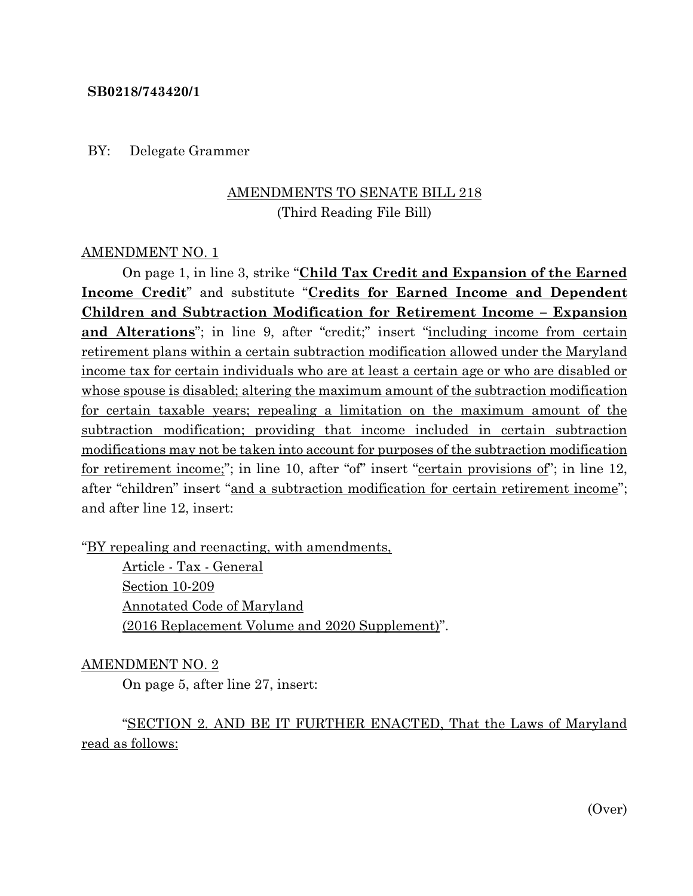**SB0218/743420/1**

BY: Delegate Grammer

AMENDMENTS TO SENATE BILL 218
(Third Reading File Bill)

AMENDMENT NO. 1

On page 1, in line 3, strike "**Child Tax Credit and Expansion of the Earned Income Credit**" and substitute "**Credits for Earned Income and Dependent Children and Subtraction Modification for Retirement Income – Expansion and Alterations**"; in line 9, after "credit;" insert "including income from certain retirement plans within a certain subtraction modification allowed under the Maryland income tax for certain individuals who are at least a certain age or who are disabled or whose spouse is disabled; altering the maximum amount of the subtraction modification for certain taxable years; repealing a limitation on the maximum amount of the subtraction modification; providing that income included in certain subtraction modifications may not be taken into account for purposes of the subtraction modification for retirement income;"; in line 10, after "of" insert "certain provisions of"; in line 12, after "children" insert "and a subtraction modification for certain retirement income"; and after line 12, insert:

"BY repealing and reenacting, with amendments,
Article - Tax - General
Section 10-209
Annotated Code of Maryland
(2016 Replacement Volume and 2020 Supplement)".

AMENDMENT NO. 2

On page 5, after line 27, insert:

"SECTION 2. AND BE IT FURTHER ENACTED, That the Laws of Maryland read as follows:

(Over)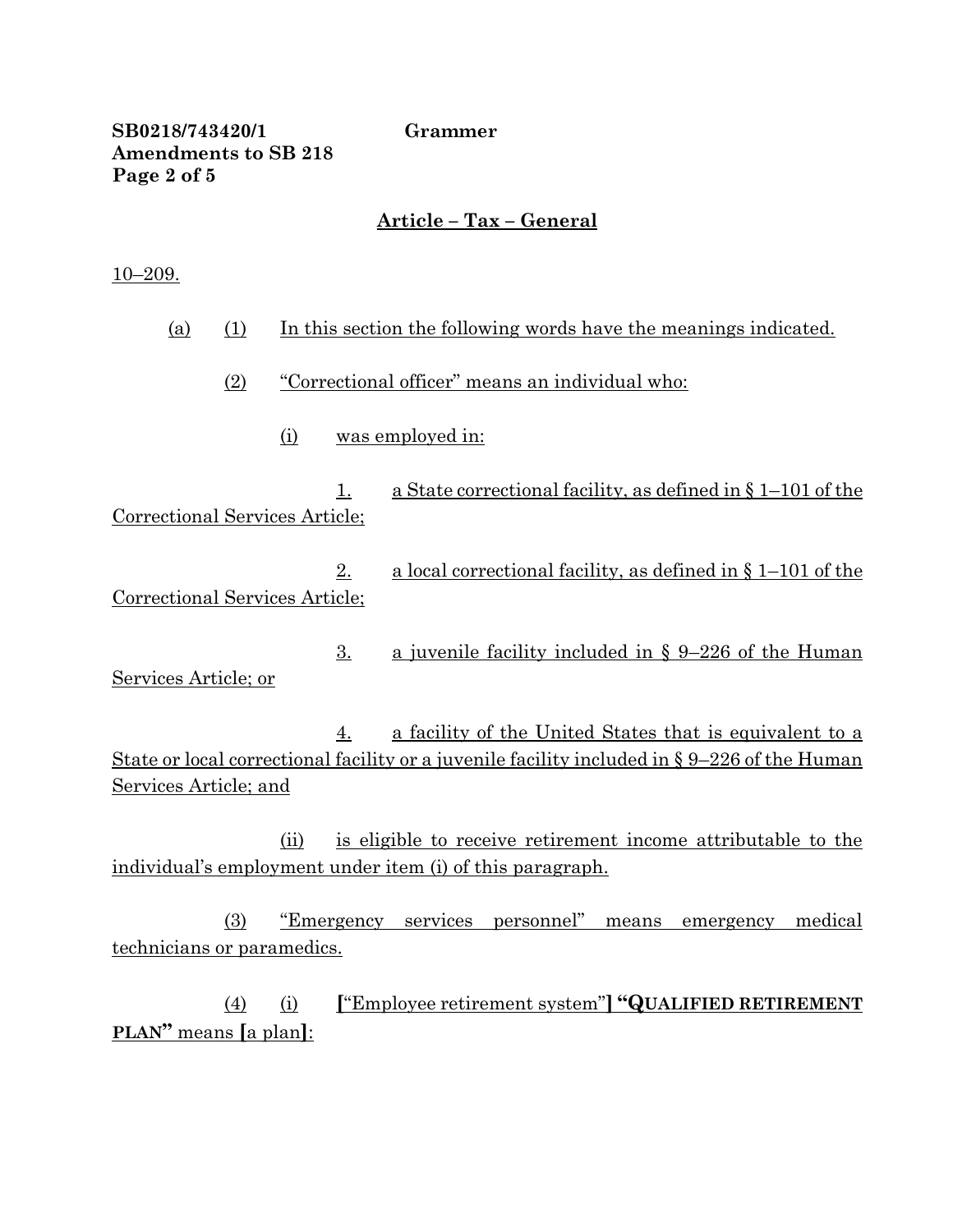**Article – Tax – General**

10–209.

(a) (1) In this section the following words have the meanings indicated.

(2) "Correctional officer" means an individual who:

(i) was employed in:

1. a State correctional facility, as defined in § 1–101 of the Correctional Services Article;

2. a local correctional facility, as defined in § 1–101 of the Correctional Services Article;

3. a juvenile facility included in § 9–226 of the Human Services Article; or

4. a facility of the United States that is equivalent to a State or local correctional facility or a juvenile facility included in § 9–226 of the Human Services Article; and

(ii) is eligible to receive retirement income attributable to the individual's employment under item (i) of this paragraph.

(3) "Emergency services personnel" means emergency medical technicians or paramedics.

(4) (i) **[**"Employee retirement system"**]** **"QUALIFIED RETIREMENT PLAN"** means **[**a plan**]**: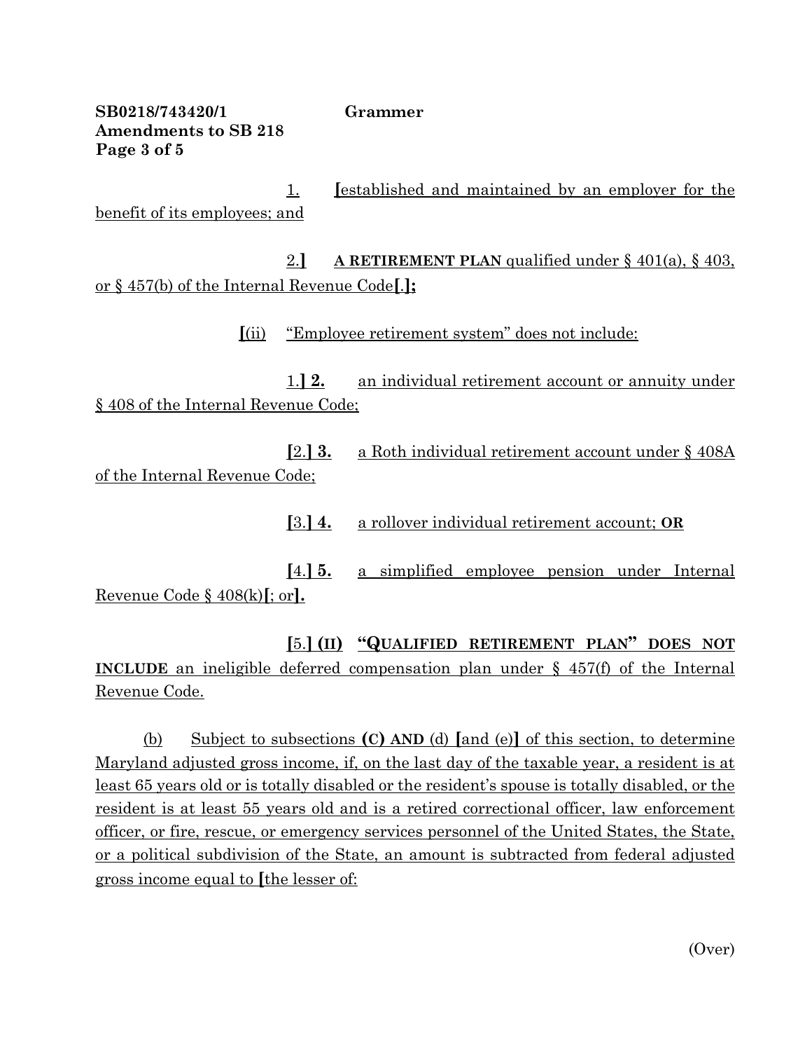1. [established and maintained by an employer for the benefit of its employees; and

2.] **A RETIREMENT PLAN** qualified under § 401(a), § 403, or § 457(b) of the Internal Revenue Code**[.];**

**[**(ii) "Employee retirement system" does not include:

1.**] 2.** an individual retirement account or annuity under § 408 of the Internal Revenue Code;

**[**2.**] 3.** a Roth individual retirement account under § 408A of the Internal Revenue Code;

**[**3.**] 4.** a rollover individual retirement account; **OR**

**[**4.**] 5.** a simplified employee pension under Internal Revenue Code § 408(k)**[**; or**].**

**[**5.**] (II) "QUALIFIED RETIREMENT PLAN" DOES NOT INCLUDE** an ineligible deferred compensation plan under § 457(f) of the Internal Revenue Code.

(b) Subject to subsections **(C) AND** (d) **[**and (e)**]** of this section, to determine Maryland adjusted gross income, if, on the last day of the taxable year, a resident is at least 65 years old or is totally disabled or the resident's spouse is totally disabled, or the resident is at least 55 years old and is a retired correctional officer, law enforcement officer, or fire, rescue, or emergency services personnel of the United States, the State, or a political subdivision of the State, an amount is subtracted from federal adjusted gross income equal to **[**the lesser of:

(Over)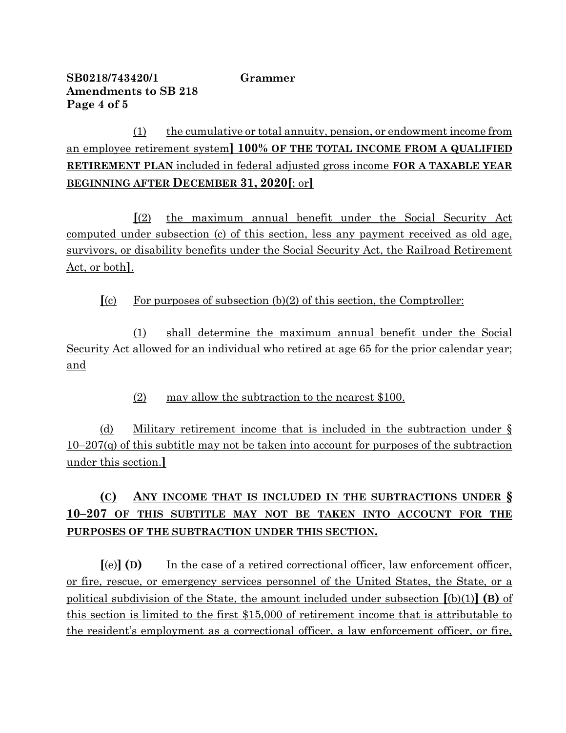(1) the cumulative or total annuity, pension, or endowment income from an employee retirement system] **100% OF THE TOTAL INCOME FROM A QUALIFIED RETIREMENT PLAN** included in federal adjusted gross income **FOR A TAXABLE YEAR BEGINNING AFTER DECEMBER 31, 2020**[; or]

[(2) the maximum annual benefit under the Social Security Act computed under subsection (c) of this section, less any payment received as old age, survivors, or disability benefits under the Social Security Act, the Railroad Retirement Act, or both].

[(c) For purposes of subsection (b)(2) of this section, the Comptroller:

(1) shall determine the maximum annual benefit under the Social Security Act allowed for an individual who retired at age 65 for the prior calendar year; and

(2) may allow the subtraction to the nearest $100.

(d) Military retirement income that is included in the subtraction under § 10–207(q) of this subtitle may not be taken into account for purposes of the subtraction under this section.]

**(C) ANY INCOME THAT IS INCLUDED IN THE SUBTRACTIONS UNDER § 10–207 OF THIS SUBTITLE MAY NOT BE TAKEN INTO ACCOUNT FOR THE PURPOSES OF THE SUBTRACTION UNDER THIS SECTION.**

[(e)] **(D)** In the case of a retired correctional officer, law enforcement officer, or fire, rescue, or emergency services personnel of the United States, the State, or a political subdivision of the State, the amount included under subsection [(b)(1)] **(B)** of this section is limited to the first $15,000 of retirement income that is attributable to the resident's employment as a correctional officer, a law enforcement officer, or fire,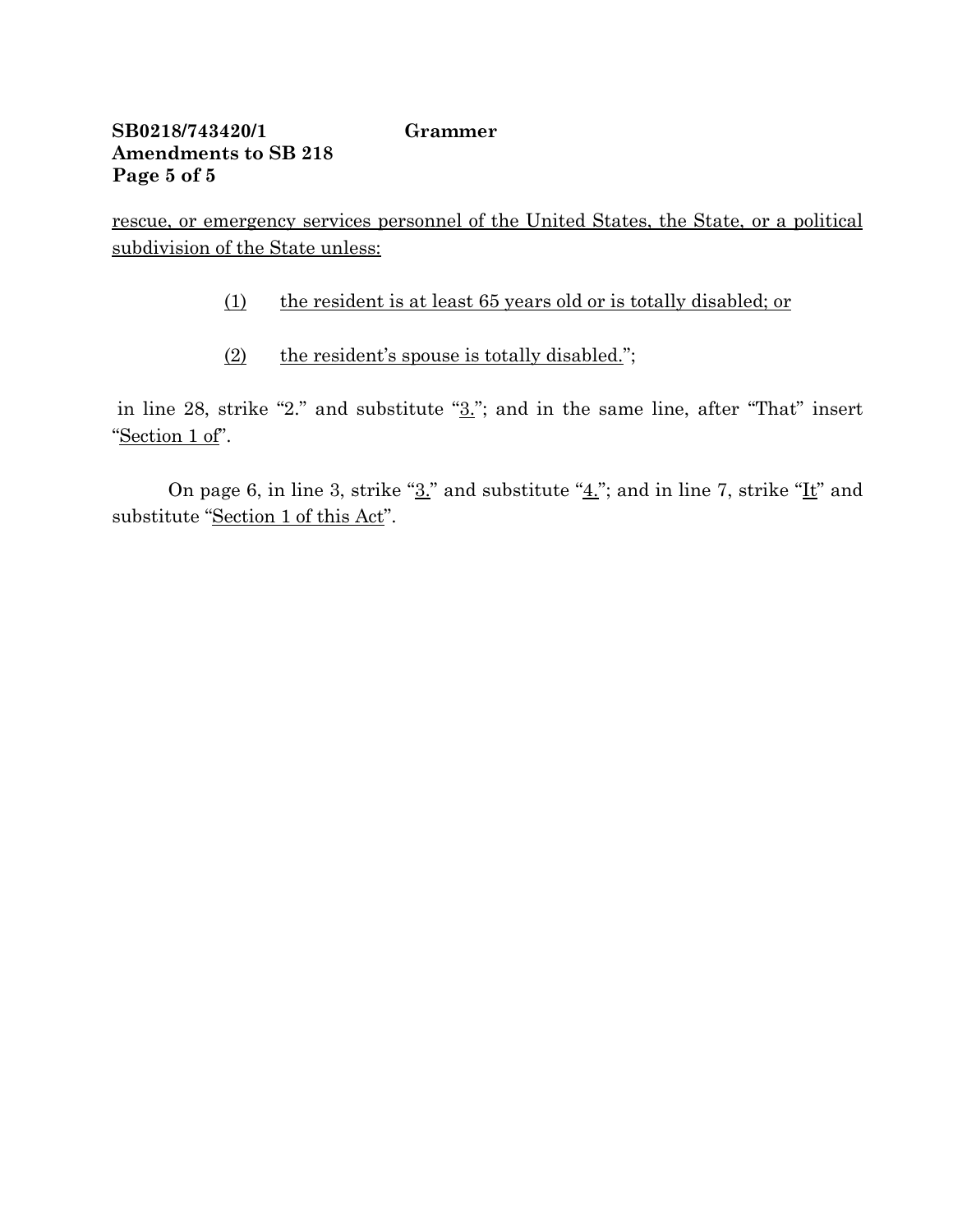rescue, or emergency services personnel of the United States, the State, or a political subdivision of the State unless:

(1) the resident is at least 65 years old or is totally disabled; or

(2) the resident's spouse is totally disabled.";

in line 28, strike "2." and substitute "3."; and in the same line, after "That" insert "Section 1 of".

On page 6, in line 3, strike "3." and substitute "4."; and in line 7, strike "It" and substitute "Section 1 of this Act".